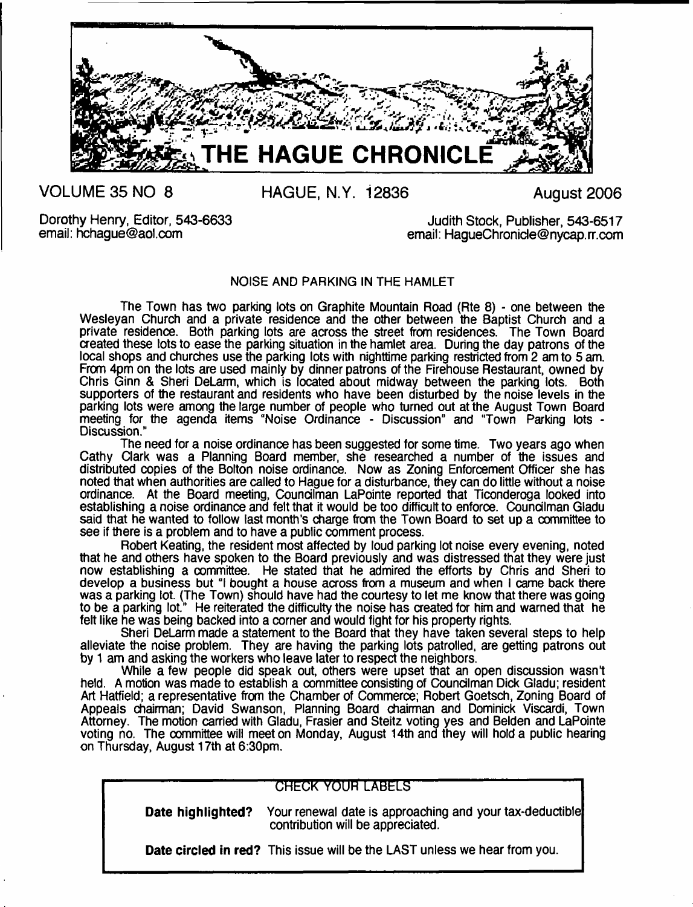# THE HAGUE CHRONICLE

VOLUME 35 NO 8 HAGUE, N.Y. 12836 August 2006

Dorothy Henry, Editor, 543-6633
email: hchague@aol.com

Judith Stock, Publisher, 543-6517
email: HagueChronicle@nycap.rr.com

## NOISE AND PARKING IN THE HAMLET

The Town has two parking lots on Graphite Mountain Road (Rte 8) - one between the Wesleyan Church and a private residence and the other between the Baptist Church and a private residence. Both parking lots are across the street from residences. The Town Board created these lots to ease the parking situation in the hamlet area. During the day patrons of the local shops and churches use the parking lots with nighttime parking restricted from 2 am to 5 am. From 4pm on the lots are used mainly by dinner patrons of the Firehouse Restaurant, owned by Chris Ginn & Sheri DeLarm, which is located about midway between the parking lots. Both supporters of the restaurant and residents who have been disturbed by the noise levels in the parking lots were among the large number of people who turned out at the August Town Board meeting for the agenda items "Noise Ordinance - Discussion" and "Town Parking lots - Discussion."

The need for a noise ordinance has been suggested for some time. Two years ago when Cathy Clark was a Planning Board member, she researched a number of the issues and distributed copies of the Bolton noise ordinance. Now as Zoning Enforcement Officer she has noted that when authorities are called to Hague for a disturbance, they can do little without a noise ordinance. At the Board meeting, Councilman LaPointe reported that Ticonderoga looked into establishing a noise ordinance and felt that it would be too difficult to enforce. Councilman Gladu said that he wanted to follow last month's charge from the Town Board to set up a committee to see if there is a problem and to have a public comment process.

Robert Keating, the resident most affected by loud parking lot noise every evening, noted that he and others have spoken to the Board previously and was distressed that they were just now establishing a committee. He stated that he admired the efforts by Chris and Sheri to develop a business but "I bought a house across from a museum and when I came back there was a parking lot. (The Town) should have had the courtesy to let me know that there was going to be a parking lot." He reiterated the difficulty the noise has created for him and warned that he felt like he was being backed into a corner and would fight for his property rights.

Sheri DeLarm made a statement to the Board that they have taken several steps to help alleviate the noise problem. They are having the parking lots patrolled, are getting patrons out by 1 am and asking the workers who leave later to respect the neighbors.

While a few people did speak out, others were upset that an open discussion wasn't held. A motion was made to establish a committee consisting of Councilman Dick Gladu; resident Art Hatfield; a representative from the Chamber of Commerce; Robert Goetsch, Zoning Board of Appeals chairman; David Swanson, Planning Board chairman and Dominick Viscardi, Town Attorney. The motion carried with Gladu, Frasier and Steitz voting yes and Belden and LaPointe voting no. The committee will meet on Monday, August 14th and they will hold a public hearing on Thursday, August 17th at 6:30pm.

---

### CHECK YOUR LABELS

**Date highlighted?** Your renewal date is approaching and your tax-deductible contribution will be appreciated.

**Date circled in red?** This issue will be the LAST unless we hear from you.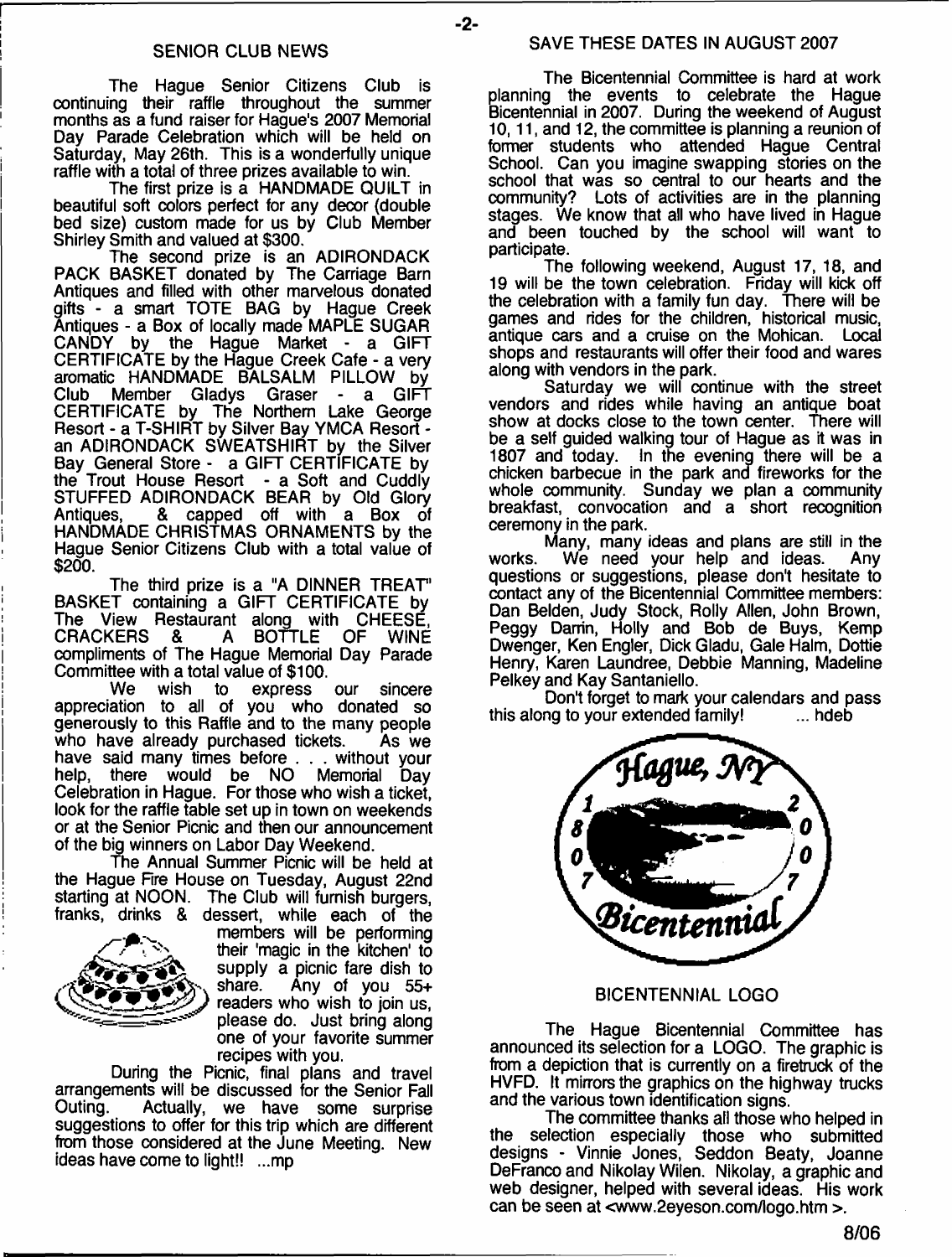## SENIOR CLUB NEWS

The Hague Senior Citizens Club is continuing their raffle throughout the summer months as a fund raiser for Hague's 2007 Memorial Day Parade Celebration which will be held on Saturday, May 26th. This is a wonderfully unique raffle with a total of three prizes available to win.

The first prize is a HANDMADE QUILT in beautiful soft colors perfect for any decor (double bed size) custom made for us by Club Member Shirley Smith and valued at $300.

The second prize is an ADIRONDACK PACK BASKET donated by The Carriage Barn Antiques and filled with other marvelous donated gifts - a smart TOTE BAG by Hague Creek Antiques - a Box of locally made MAPLE SUGAR CANDY by the Hague Market - a GIFT CERTIFICATE by the Hague Creek Cafe - a very aromatic HANDMADE BALSALM PILLOW by Club Member Gladys Graser - a GIFT CERTIFICATE by The Northern Lake George Resort - a T-SHIRT by Silver Bay YMCA Resort - an ADIRONDACK SWEATSHIRT by the Silver Bay General Store - a GIFT CERTIFICATE by the Trout House Resort - a Soft and Cuddly STUFFED ADIRONDACK BEAR by Old Glory Antiques, & capped off with a Box of HANDMADE CHRISTMAS ORNAMENTS by the Hague Senior Citizens Club with a total value of $200.

The third prize is a "A DINNER TREAT" BASKET containing a GIFT CERTIFICATE by The View Restaurant along with CHEESE, CRACKERS & A BOTTLE OF WINE compliments of The Hague Memorial Day Parade Committee with a total value of $100.

We wish to express our sincere appreciation to all of you who donated so generously to this Raffle and to the many people who have already purchased tickets. As we have said many times before . . . without your help, there would be NO Memorial Day Celebration in Hague. For those who wish a ticket, look for the raffle table set up in town on weekends or at the Senior Picnic and then our announcement of the big winners on Labor Day Weekend.

The Annual Summer Picnic will be held at the Hague Fire House on Tuesday, August 22nd starting at NOON. The Club will furnish burgers, franks, drinks & dessert, while each of the members will be performing their 'magic in the kitchen' to supply a picnic fare dish to share. Any of you 55+ readers who wish to join us, please do. Just bring along one of your favorite summer recipes with you.

During the Picnic, final plans and travel arrangements will be discussed for the Senior Fall Outing. Actually, we have some surprise suggestions to offer for this trip which are different from those considered at the June Meeting. New ideas have come to light!! ...mp

## SAVE THESE DATES IN AUGUST 2007

The Bicentennial Committee is hard at work planning the events to celebrate the Hague Bicentennial in 2007. During the weekend of August 10, 11, and 12, the committee is planning a reunion of former students who attended Hague Central School. Can you imagine swapping stories on the school that was so central to our hearts and the community? Lots of activities are in the planning stages. We know that all who have lived in Hague and been touched by the school will want to participate.

The following weekend, August 17, 18, and 19 will be the town celebration. Friday will kick off the celebration with a family fun day. There will be games and rides for the children, historical music, antique cars and a cruise on the Mohican. Local shops and restaurants will offer their food and wares along with vendors in the park.

Saturday we will continue with the street vendors and rides while having an antique boat show at docks close to the town center. There will be a self guided walking tour of Hague as it was in 1807 and today. In the evening there will be a chicken barbecue in the park and fireworks for the whole community. Sunday we plan a community breakfast, convocation and a short recognition ceremony in the park.

Many, many ideas and plans are still in the works. We need your help and ideas. Any questions or suggestions, please don't hesitate to contact any of the Bicentennial Committee members: Dan Belden, Judy Stock, Rolly Allen, John Brown, Peggy Darrin, Holly and Bob de Buys, Kemp Dwenger, Ken Engler, Dick Gladu, Gale Halm, Dottie Henry, Karen Laundree, Debbie Manning, Madeline Pelkey and Kay Santaniello.

Don't forget to mark your calendars and pass this along to your extended family! ... hdeb

## BICENTENNIAL LOGO

The Hague Bicentennial Committee has announced its selection for a LOGO. The graphic is from a depiction that is currently on a firetruck of the HVFD. It mirrors the graphics on the highway trucks and the various town identification signs.

The committee thanks all those who helped in the selection especially those who submitted designs - Vinnie Jones, Seddon Beaty, Joanne DeFranco and Nikolay Wilen. Nikolay, a graphic and web designer, helped with several ideas. His work can be seen at <www.2eyeson.com/logo.htm >.

8/06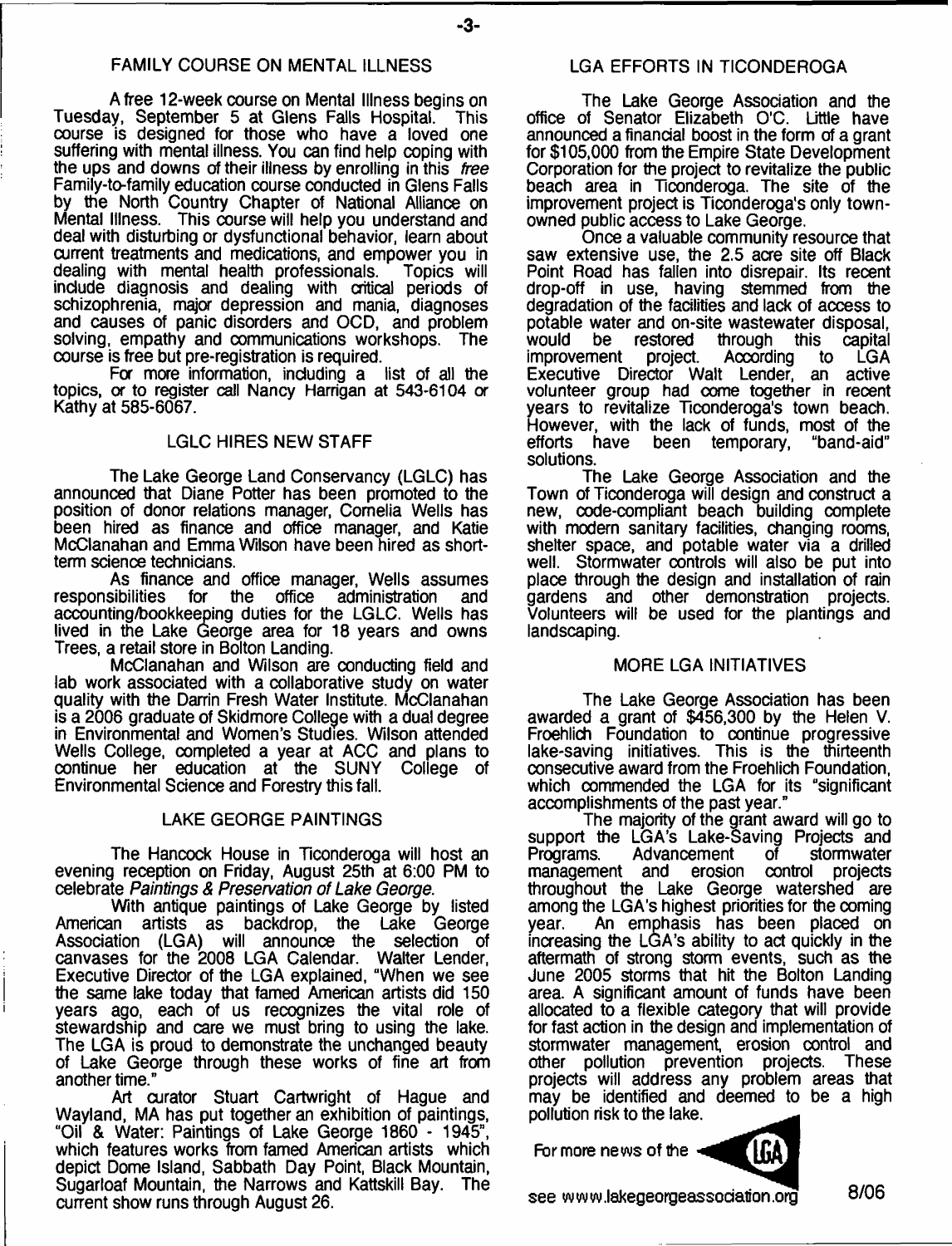## FAMILY COURSE ON MENTAL ILLNESS

A free 12-week course on Mental Illness begins on Tuesday, September 5 at Glens Falls Hospital. This course is designed for those who have a loved one suffering with mental illness. You can find help coping with the ups and downs of their illness by enrolling in this *free* Family-to-family education course conducted in Glens Falls by the North Country Chapter of National Alliance on Mental Illness. This course will help you understand and deal with disturbing or dysfunctional behavior, learn about current treatments and medications, and empower you in dealing with mental health professionals. Topics will include diagnosis and dealing with critical periods of schizophrenia, major depression and mania, diagnoses and causes of panic disorders and OCD, and problem solving, empathy and communications workshops. The course is free but pre-registration is required.

For more information, including a list of all the topics, or to register call Nancy Harrigan at 543-6104 or Kathy at 585-6067.

## LGLC HIRES NEW STAFF

The Lake George Land Conservancy (LGLC) has announced that Diane Potter has been promoted to the position of donor relations manager, Cornelia Wells has been hired as finance and office manager, and Katie McClanahan and Emma Wilson have been hired as short-term science technicians.

As finance and office manager, Wells assumes responsibilities for the office administration and accounting/bookkeeping duties for the LGLC. Wells has lived in the Lake George area for 18 years and owns Trees, a retail store in Bolton Landing.

McClanahan and Wilson are conducting field and lab work associated with a collaborative study on water quality with the Darrin Fresh Water Institute. McClanahan is a 2006 graduate of Skidmore College with a dual degree in Environmental and Women's Studies. Wilson attended Wells College, completed a year at ACC and plans to continue her education at the SUNY College of Environmental Science and Forestry this fall.

## LAKE GEORGE PAINTINGS

The Hancock House in Ticonderoga will host an evening reception on Friday, August 25th at 6:00 PM to celebrate *Paintings & Preservation of Lake George.*

With antique paintings of Lake George by listed American artists as backdrop, the Lake George Association (LGA) will announce the selection of canvases for the 2008 LGA Calendar. Walter Lender, Executive Director of the LGA explained, "When we see the same lake today that famed American artists did 150 years ago, each of us recognizes the vital role of stewardship and care we must bring to using the lake. The LGA is proud to demonstrate the unchanged beauty of Lake George through these works of fine art from another time."

Art curator Stuart Cartwright of Hague and Wayland, MA has put together an exhibition of paintings, "Oil & Water: Paintings of Lake George 1860 - 1945", which features works from famed American artists which depict Dome Island, Sabbath Day Point, Black Mountain, Sugarloaf Mountain, the Narrows and Kattskill Bay. The current show runs through August 26.

## LGA EFFORTS IN TICONDEROGA

The Lake George Association and the office of Senator Elizabeth O'C. Little have announced a financial boost in the form of a grant for $105,000 from the Empire State Development Corporation for the project to revitalize the public beach area in Ticonderoga. The site of the improvement project is Ticonderoga's only town-owned public access to Lake George.

Once a valuable community resource that saw extensive use, the 2.5 acre site off Black Point Road has fallen into disrepair. Its recent drop-off in use, having stemmed from the degradation of the facilities and lack of access to potable water and on-site wastewater disposal, would be restored through this capital improvement project. According to LGA Executive Director Walt Lender, an active volunteer group had come together in recent years to revitalize Ticonderoga's town beach. However, with the lack of funds, most of the efforts have been temporary, "band-aid" solutions.

The Lake George Association and the Town of Ticonderoga will design and construct a new, code-compliant beach building complete with modern sanitary facilities, changing rooms, shelter space, and potable water via a drilled well. Stormwater controls will also be put into place through the design and installation of rain gardens and other demonstration projects. Volunteers will be used for the plantings and landscaping.

## MORE LGA INITIATIVES

The Lake George Association has been awarded a grant of $456,300 by the Helen V. Froehlich Foundation to continue progressive lake-saving initiatives. This is the thirteenth consecutive award from the Froehlich Foundation, which commended the LGA for its "significant accomplishments of the past year."

The majority of the grant award will go to support the LGA's Lake-Saving Projects and Programs. Advancement of stormwater management and erosion control projects throughout the Lake George watershed are among the LGA's highest priorities for the coming year. An emphasis has been placed on increasing the LGA's ability to act quickly in the aftermath of strong storm events, such as the June 2005 storms that hit the Bolton Landing area. A significant amount of funds have been allocated to a flexible category that will provide for fast action in the design and implementation of stormwater management, erosion control and other pollution prevention projects. These projects will address any problem areas that may be identified and deemed to be a high pollution risk to the lake.

For more news of the LGA see www.lakegeorgeassociation.org

8/06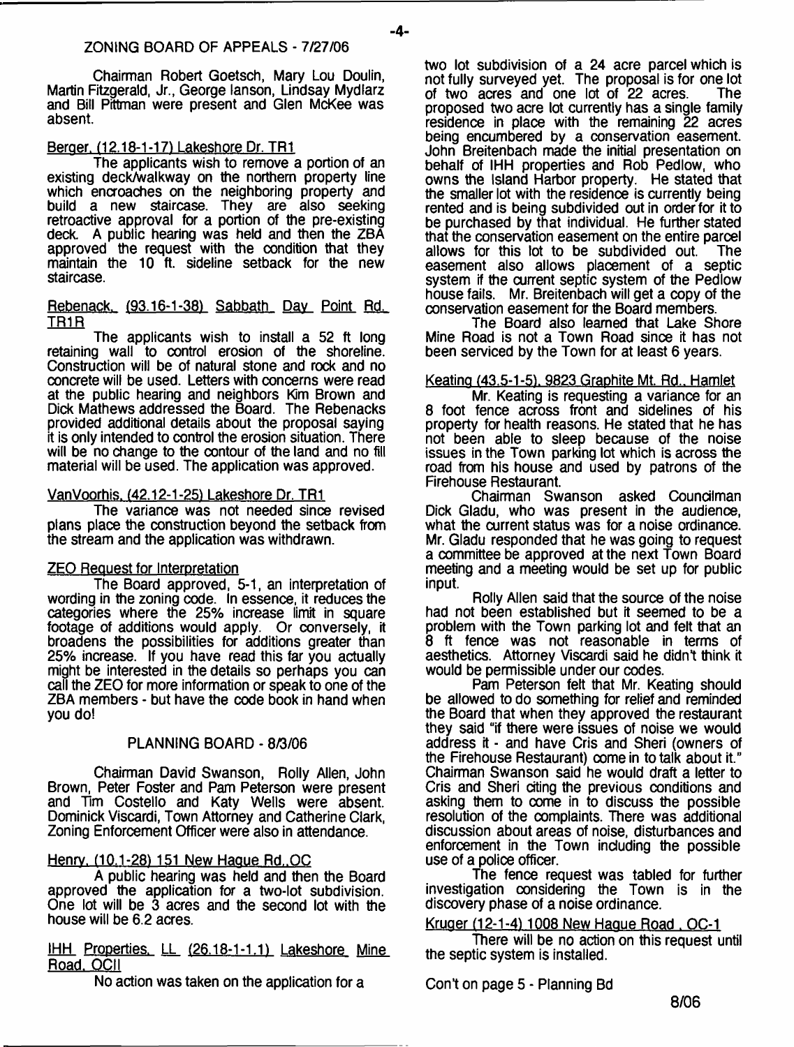## ZONING BOARD OF APPEALS - 7/27/06

Chairman Robert Goetsch, Mary Lou Doulin, Martin Fitzgerald, Jr., George lanson, Lindsay Mydlarz and Bill Pittman were present and Glen McKee was absent.

### Berger, (12.18-1-17) Lakeshore Dr. TR1

The applicants wish to remove a portion of an existing deck/walkway on the northern property line which encroaches on the neighboring property and build a new staircase. They are also seeking retroactive approval for a portion of the pre-existing deck. A public hearing was held and then the ZBA approved the request with the condition that they maintain the 10 ft. sideline setback for the new staircase.

### Rebenack, (93.16-1-38) Sabbath Day Point Rd. TR1R

The applicants wish to install a 52 ft long retaining wall to control erosion of the shoreline. Construction will be of natural stone and rock and no concrete will be used. Letters with concerns were read at the public hearing and neighbors Kim Brown and Dick Mathews addressed the Board. The Rebenacks provided additional details about the proposal saying it is only intended to control the erosion situation. There will be no change to the contour of the land and no fill material will be used. The application was approved.

### VanVoorhis, (42.12-1-25) Lakeshore Dr. TR1

The variance was not needed since revised plans place the construction beyond the setback from the stream and the application was withdrawn.

### ZEO Request for Interpretation

The Board approved, 5-1, an interpretation of wording in the zoning code. In essence, it reduces the categories where the 25% increase limit in square footage of additions would apply. Or conversely, it broadens the possibilities for additions greater than 25% increase. If you have read this far you actually might be interested in the details so perhaps you can call the ZEO for more information or speak to one of the ZBA members - but have the code book in hand when you do!

## PLANNING BOARD - 8/3/06

Chairman David Swanson, Rolly Allen, John Brown, Peter Foster and Pam Peterson were present and Tim Costello and Katy Wells were absent. Dominick Viscardi, Town Attorney and Catherine Clark, Zoning Enforcement Officer were also in attendance.

### Henry, (10.1-28) 151 New Hague Rd. OC

A public hearing was held and then the Board approved the application for a two-lot subdivision. One lot will be 3 acres and the second lot with the house will be 6.2 acres.

### IHH Properties, LL (26.18-1-1.1) Lakeshore Mine Road, OCII

No action was taken on the application for a two lot subdivision of a 24 acre parcel which is not fully surveyed yet. The proposal is for one lot of two acres and one lot of 22 acres. The proposed two acre lot currently has a single family residence in place with the remaining 22 acres being encumbered by a conservation easement. John Breitenbach made the initial presentation on behalf of IHH properties and Rob Pedlow, who owns the Island Harbor property. He stated that the smaller lot with the residence is currently being rented and is being subdivided out in order for it to be purchased by that individual. He further stated that the conservation easement on the entire parcel allows for this lot to be subdivided out. The easement also allows placement of a septic system if the current septic system of the Pedlow house fails. Mr. Breitenbach will get a copy of the conservation easement for the Board members.

The Board also learned that Lake Shore Mine Road is not a Town Road since it has not been serviced by the Town for at least 6 years.

### Keating (43.5-1-5), 9823 Graphite Mt. Rd., Hamlet

Mr. Keating is requesting a variance for an 8 foot fence across front and sidelines of his property for health reasons. He stated that he has not been able to sleep because of the noise issues in the Town parking lot which is across the road from his house and used by patrons of the Firehouse Restaurant.

Chairman Swanson asked Councilman Dick Gladu, who was present in the audience, what the current status was for a noise ordinance. Mr. Gladu responded that he was going to request a committee be approved at the next Town Board meeting and a meeting would be set up for public input.

Rolly Allen said that the source of the noise had not been established but it seemed to be a problem with the Town parking lot and felt that an 8 ft fence was not reasonable in terms of aesthetics. Attorney Viscardi said he didn't think it would be permissible under our codes.

Pam Peterson felt that Mr. Keating should be allowed to do something for relief and reminded the Board that when they approved the restaurant they said "if there were issues of noise we would address it - and have Cris and Sheri (owners of the Firehouse Restaurant) come in to talk about it." Chairman Swanson said he would draft a letter to Cris and Sheri citing the previous conditions and asking them to come in to discuss the possible resolution of the complaints. There was additional discussion about areas of noise, disturbances and enforcement in the Town including the possible use of a police officer.

The fence request was tabled for further investigation considering the Town is in the discovery phase of a noise ordinance.

### Kruger (12-1-4) 1008 New Hague Road, OC-1

There will be no action on this request until the septic system is installed.

Con't on page 5 - Planning Bd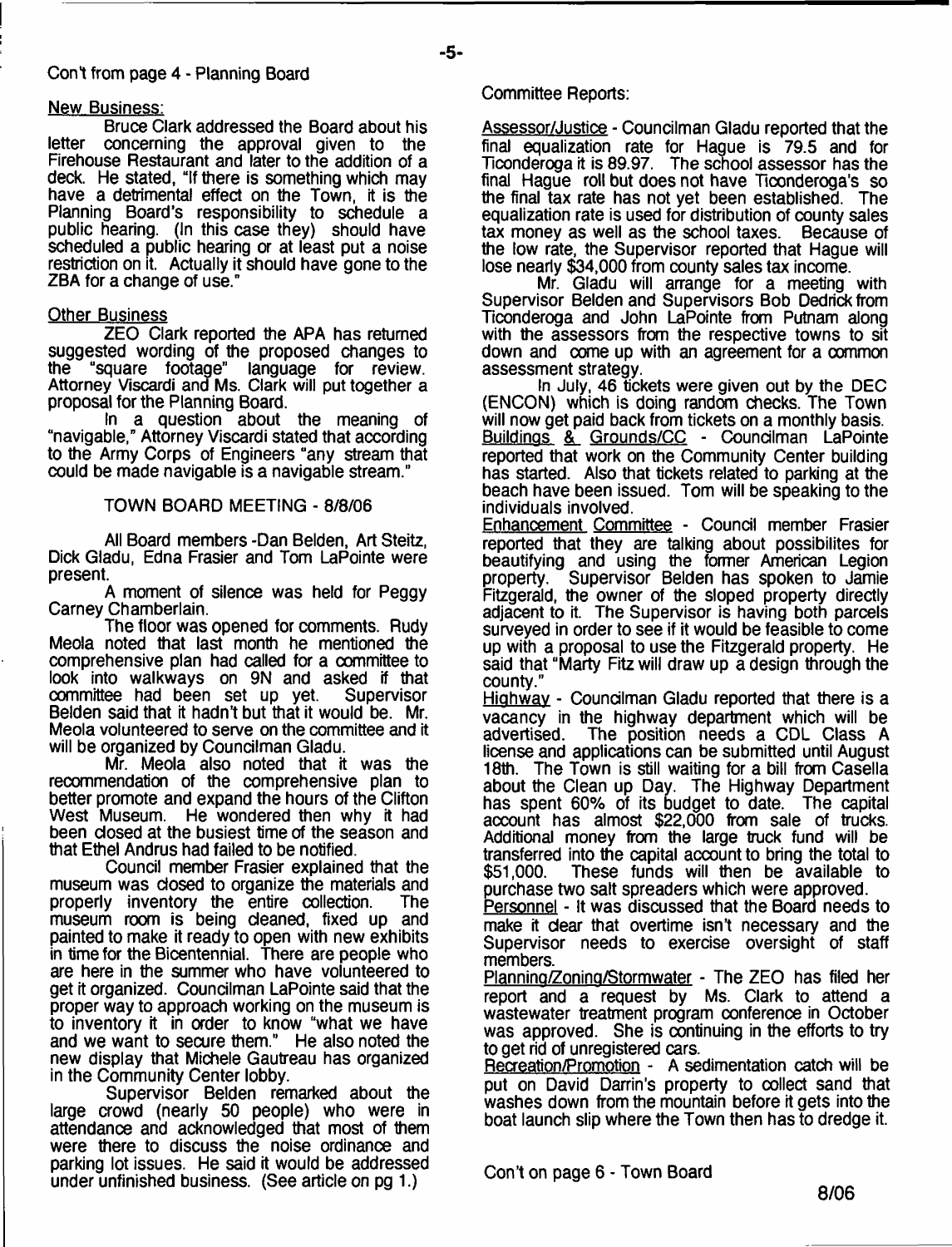Con't from page 4 - Planning Board

New Business:

Bruce Clark addressed the Board about his letter concerning the approval given to the Firehouse Restaurant and later to the addition of a deck. He stated, "If there is something which may have a detrimental effect on the Town, it is the Planning Board's responsibility to schedule a public hearing. (In this case they) should have scheduled a public hearing or at least put a noise restriction on it. Actually it should have gone to the ZBA for a change of use."

Other Business

ZEO Clark reported the APA has returned suggested wording of the proposed changes to the "square footage" language for review. Attorney Viscardi and Ms. Clark will put together a proposal for the Planning Board.

In a question about the meaning of "navigable," Attorney Viscardi stated that according to the Army Corps of Engineers "any stream that could be made navigable is a navigable stream."

## TOWN BOARD MEETING - 8/8/06

All Board members -Dan Belden, Art Steitz, Dick Gladu, Edna Frasier and Tom LaPointe were present.

A moment of silence was held for Peggy Carney Chamberlain.

The floor was opened for comments. Rudy Meola noted that last month he mentioned the comprehensive plan had called for a committee to look into walkways on 9N and asked if that committee had been set up yet. Supervisor Belden said that it hadn't but that it would be. Mr. Meola volunteered to serve on the committee and it will be organized by Councilman Gladu.

Mr. Meola also noted that it was the recommendation of the comprehensive plan to better promote and expand the hours of the Clifton West Museum. He wondered then why it had been closed at the busiest time of the season and that Ethel Andrus had failed to be notified.

Council member Frasier explained that the museum was closed to organize the materials and properly inventory the entire collection. The museum room is being cleaned, fixed up and painted to make it ready to open with new exhibits in time for the Bicentennial. There are people who are here in the summer who have volunteered to get it organized. Councilman LaPointe said that the proper way to approach working on the museum is to inventory it in order to know "what we have and we want to secure them." He also noted the new display that Michele Gautreau has organized in the Community Center lobby.

Supervisor Belden remarked about the large crowd (nearly 50 people) who were in attendance and acknowledged that most of them were there to discuss the noise ordinance and parking lot issues. He said it would be addressed under unfinished business. (See article on pg 1.)

Committee Reports:

Assessor/Justice - Councilman Gladu reported that the final equalization rate for Hague is 79.5 and for Ticonderoga it is 89.97. The school assessor has the final Hague roll but does not have Ticonderoga's so the final tax rate has not yet been established. The equalization rate is used for distribution of county sales tax money as well as the school taxes. Because of the low rate, the Supervisor reported that Hague will lose nearly $34,000 from county sales tax income.

Mr. Gladu will arrange for a meeting with Supervisor Belden and Supervisors Bob Dedrick from Ticonderoga and John LaPointe from Putnam along with the assessors from the respective towns to sit down and come up with an agreement for a common assessment strategy.

In July, 46 tickets were given out by the DEC (ENCON) which is doing random checks. The Town will now get paid back from tickets on a monthly basis.

Buildings & Grounds/CC - Councilman LaPointe reported that work on the Community Center building has started. Also that tickets related to parking at the beach have been issued. Tom will be speaking to the individuals involved.

Enhancement Committee - Council member Frasier reported that they are talking about possibilites for beautifying and using the former American Legion property. Supervisor Belden has spoken to Jamie Fitzgerald, the owner of the sloped property directly adjacent to it. The Supervisor is having both parcels surveyed in order to see if it would be feasible to come up with a proposal to use the Fitzgerald property. He said that "Marty Fitz will draw up a design through the county."

Highway - Councilman Gladu reported that there is a vacancy in the highway department which will be advertised. The position needs a CDL Class A license and applications can be submitted until August 18th. The Town is still waiting for a bill from Casella about the Clean up Day. The Highway Department has spent 60% of its budget to date. The capital account has almost $22,000 from sale of trucks. Additional money from the large truck fund will be transferred into the capital account to bring the total to $51,000. These funds will then be available to purchase two salt spreaders which were approved.

Personnel - It was discussed that the Board needs to make it clear that overtime isn't necessary and the Supervisor needs to exercise oversight of staff members.

Planning/Zoning/Stormwater - The ZEO has filed her report and a request by Ms. Clark to attend a wastewater treatment program conference in October was approved. She is continuing in the efforts to try to get rid of unregistered cars.

Recreation/Promotion - A sedimentation catch will be put on David Darrin's property to collect sand that washes down from the mountain before it gets into the boat launch slip where the Town then has to dredge it.

Con't on page 6 - Town Board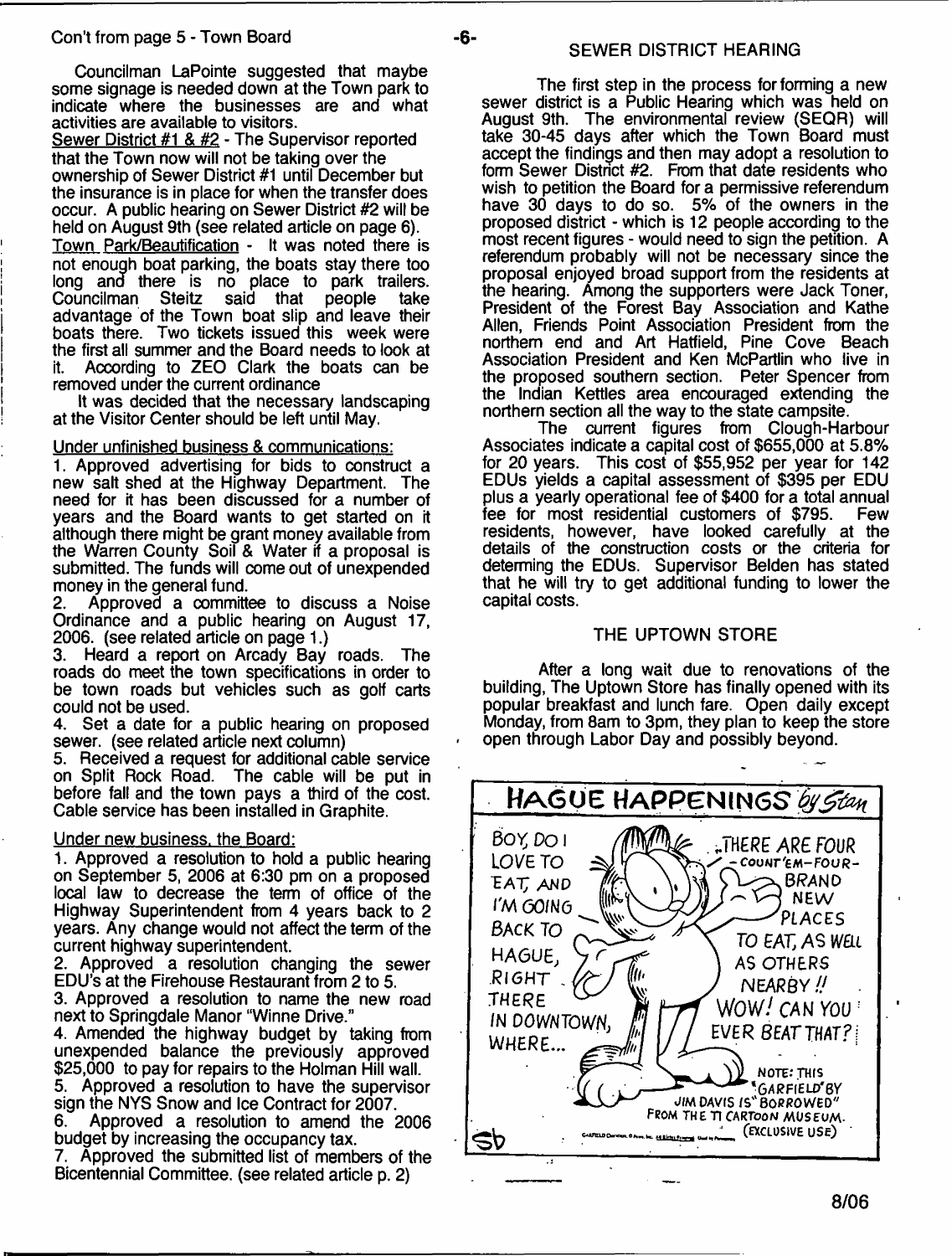Con't from page 5 - Town Board

Councilman LaPointe suggested that maybe some signage is needed down at the Town park to indicate where the businesses are and what activities are available to visitors.

Sewer District #1 & #2 - The Supervisor reported that the Town now will not be taking over the ownership of Sewer District #1 until December but the insurance is in place for when the transfer does occur. A public hearing on Sewer District #2 will be held on August 9th (see related article on page 6).

Town Park/Beautification - It was noted there is not enough boat parking, the boats stay there too long and there is no place to park trailers. Councilman Steitz said that people take advantage of the Town boat slip and leave their boats there. Two tickets issued this week were the first all summer and the Board needs to look at it. According to ZEO Clark the boats can be removed under the current ordinance

It was decided that the necessary landscaping at the Visitor Center should be left until May.

Under unfinished business & communications:

1. Approved advertising for bids to construct a new salt shed at the Highway Department. The need for it has been discussed for a number of years and the Board wants to get started on it although there might be grant money available from the Warren County Soil & Water if a proposal is submitted. The funds will come out of unexpended money in the general fund.
2. Approved a committee to discuss a Noise Ordinance and a public hearing on August 17, 2006. (see related article on page 1.)
3. Heard a report on Arcady Bay roads. The roads do meet the town specifications in order to be town roads but vehicles such as golf carts could not be used.
4. Set a date for a public hearing on proposed sewer. (see related article next column)
5. Received a request for additional cable service on Split Rock Road. The cable will be put in before fall and the town pays a third of the cost. Cable service has been installed in Graphite.

Under new business, the Board:

1. Approved a resolution to hold a public hearing on September 5, 2006 at 6:30 pm on a proposed local law to decrease the term of office of the Highway Superintendent from 4 years back to 2 years. Any change would not affect the term of the current highway superintendent.
2. Approved a resolution changing the sewer EDU's at the Firehouse Restaurant from 2 to 5.
3. Approved a resolution to name the new road next to Springdale Manor "Winne Drive."
4. Amended the highway budget by taking from unexpended balance the previously approved $25,000 to pay for repairs to the Holman Hill wall.
5. Approved a resolution to have the supervisor sign the NYS Snow and Ice Contract for 2007.
6. Approved a resolution to amend the 2006 budget by increasing the occupancy tax.
7. Approved the submitted list of members of the Bicentennial Committee. (see related article p. 2)

## SEWER DISTRICT HEARING

The first step in the process for forming a new sewer district is a Public Hearing which was held on August 9th. The environmental review (SEQR) will take 30-45 days after which the Town Board must accept the findings and then may adopt a resolution to form Sewer District #2. From that date residents who wish to petition the Board for a permissive referendum have 30 days to do so. 5% of the owners in the proposed district - which is 12 people according to the most recent figures - would need to sign the petition. A referendum probably will not be necessary since the proposal enjoyed broad support from the residents at the hearing. Among the supporters were Jack Toner, President of the Forest Bay Association and Kathe Allen, Friends Point Association President from the northern end and Art Hatfield, Pine Cove Beach Association President and Ken McPartlin who live in the proposed southern section. Peter Spencer from the Indian Kettles area encouraged extending the northern section all the way to the state campsite.

The current figures from Clough-Harbour Associates indicate a capital cost of $655,000 at 5.8% for 20 years. This cost of $55,952 per year for 142 EDUs yields a capital assessment of $395 per EDU plus a yearly operational fee of $400 for a total annual fee for most residential customers of $795. Few residents, however, have looked carefully at the details of the construction costs or the criteria for determing the EDUs. Supervisor Belden has stated that he will try to get additional funding to lower the capital costs.

## THE UPTOWN STORE

After a long wait due to renovations of the building, The Uptown Store has finally opened with its popular breakfast and lunch fare. Open daily except Monday, from 8am to 3pm, they plan to keep the store open through Labor Day and possibly beyond.

HAGUE HAPPENINGS by Stan

BOY, DO I LOVE TO EAT, AND I'M GOING BACK TO HAGUE, RIGHT THERE IN DOWNTOWN, WHERE... THERE ARE FOUR - COUNT'EM-FOUR - BRAND NEW PLACES TO EAT, AS WELL AS OTHERS NEARBY !! WOW! CAN YOU EVER BEAT THAT?

NOTE: THIS "GARFIELD" BY JIM DAVIS IS "BORROWED" FROM THE TI CARTOON MUSEUM. (EXCLUSIVE USE)

8/06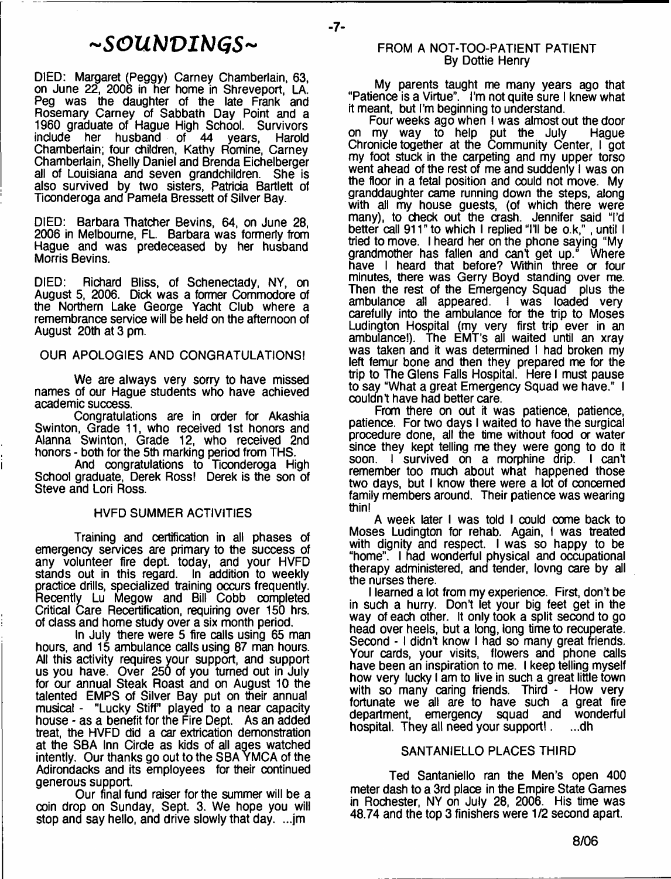# ~SOUNDINGS~

DIED: Margaret (Peggy) Carney Chamberlain, 63, on June 22, 2006 in her home in Shreveport, LA. Peg was the daughter of the late Frank and Rosemary Carney of Sabbath Day Point and a 1960 graduate of Hague High School. Survivors include her husband of 44 years, Harold Chamberlain; four children, Kathy Romine, Carney Chamberlain, Shelly Daniel and Brenda Eichelberger all of Louisiana and seven grandchildren. She is also survived by two sisters, Patricia Bartlett of Ticonderoga and Pamela Bressett of Silver Bay.

DIED: Barbara Thatcher Bevins, 64, on June 28, 2006 in Melbourne, FL. Barbara was formerly from Hague and was predeceased by her husband Morris Bevins.

DIED: Richard Bliss, of Schenectady, NY, on August 5, 2006. Dick was a former Commodore of the Northern Lake George Yacht Club where a remembrance service will be held on the afternoon of August 20th at 3 pm.

## OUR APOLOGIES AND CONGRATULATIONS!

We are always very sorry to have missed names of our Hague students who have achieved academic success.

Congratulations are in order for Akashia Swinton, Grade 11, who received 1st honors and Alanna Swinton, Grade 12, who received 2nd honors - both for the 5th marking period from THS.

And congratulations to Ticonderoga High School graduate, Derek Ross! Derek is the son of Steve and Lori Ross.

## HVFD SUMMER ACTIVITIES

Training and certification in all phases of emergency services are primary to the success of any volunteer fire dept. today, and your HVFD stands out in this regard. In addition to weekly practice drills, specialized training occurs frequently. Recently Lu Megow and Bill Cobb completed Critical Care Recertification, requiring over 150 hrs. of class and home study over a six month period.

In July there were 5 fire calls using 65 man hours, and 15 ambulance calls using 87 man hours. All this activity requires your support, and support us you have. Over 250 of you turned out in July for our annual Steak Roast and on August 10 the talented EMPS of Silver Bay put on their annual musical - "Lucky Stiff" played to a near capacity house - as a benefit for the Fire Dept. As an added treat, the HVFD did a car extrication demonstration at the SBA Inn Circle as kids of all ages watched intently. Our thanks go out to the SBA YMCA of the Adirondacks and its employees for their continued generous support.

Our final fund raiser for the summer will be a coin drop on Sunday, Sept. 3. We hope you will stop and say hello, and drive slowly that day. ...jm

## FROM A NOT-TOO-PATIENT PATIENT
By Dottie Henry

My parents taught me many years ago that "Patience is a Virtue". I'm not quite sure I knew what it meant, but I'm beginning to understand.

Four weeks ago when I was almost out the door on my way to help put the July Hague Chronicle together at the Community Center, I got my foot stuck in the carpeting and my upper torso went ahead of the rest of me and suddenly I was on the floor in a fetal position and could not move. My granddaughter came running down the steps, along with all my house guests, (of which there were many), to check out the crash. Jennifer said "I'd better call 911" to which I replied "I'll be o.k,", until I tried to move. I heard her on the phone saying "My grandmother has fallen and can't get up." Where have I heard that before? Within three or four minutes, there was Gerry Boyd standing over me. Then the rest of the Emergency Squad plus the ambulance all appeared. I was loaded very carefully into the ambulance for the trip to Moses Ludington Hospital (my very first trip ever in an ambulance!). The EMT's all waited until an xray was taken and it was determined I had broken my left femur bone and then they prepared me for the trip to The Glens Falls Hospital. Here I must pause to say "What a great Emergency Squad we have." I couldn't have had better care.

From there on out it was patience, patience, patience. For two days I waited to have the surgical procedure done, all the time without food or water since they kept telling me they were gong to do it soon. I survived on a morphine drip. I can't remember too much about what happened those two days, but I know there were a lot of concerned family members around. Their patience was wearing thin!

A week later I was told I could come back to Moses Ludington for rehab. Again, I was treated with dignity and respect. I was so happy to be "home". I had wonderful physical and occupational therapy administered, and tender, lovng care by all the nurses there.

I learned a lot from my experience. First, don't be in such a hurry. Don't let your big feet get in the way of each other. It only took a split second to go head over heels, but a long, long time to recuperate. Second - I didn't know I had so many great friends. Your cards, your visits, flowers and phone calls have been an inspiration to me. I keep telling myself how very lucky I am to live in such a great little town with so many caring friends. Third - How very fortunate we all are to have such a great fire department, emergency squad and wonderful hospital. They all need your support! . ...dh

## SANTANIELLO PLACES THIRD

Ted Santaniello ran the Men's open 400 meter dash to a 3rd place in the Empire State Games in Rochester, NY on July 28, 2006. His time was 48.74 and the top 3 finishers were 1/2 second apart.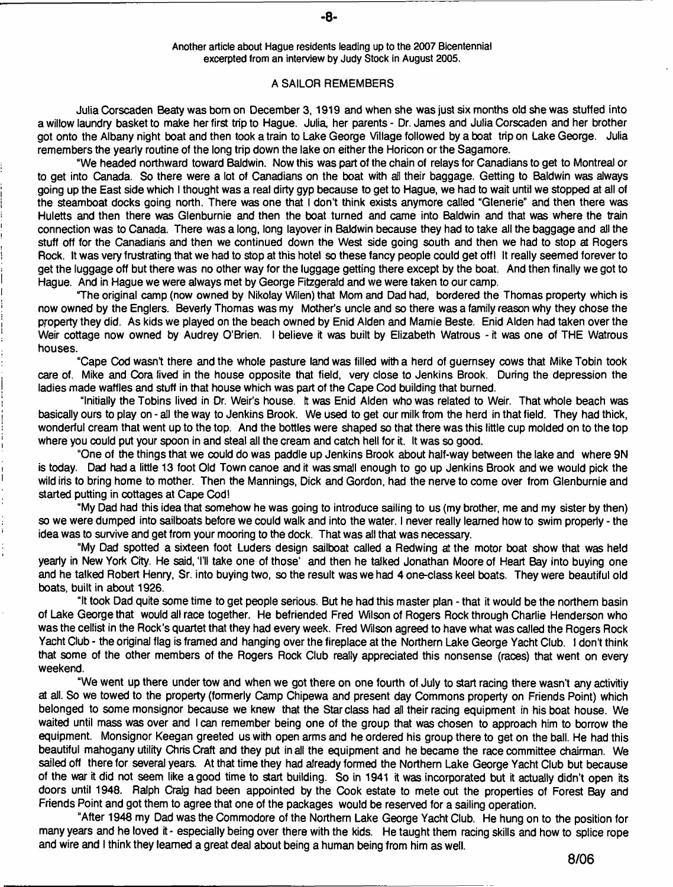Another article about Hague residents leading up to the 2007 Bicentennial excerpted from an interview by Judy Stock in August 2005.

## A SAILOR REMEMBERS

Julia Corscaden Beaty was born on December 3, 1919 and when she was just six months old she was stuffed into a willow laundry basket to make her first trip to Hague. Julia, her parents - Dr. James and Julia Corscaden and her brother got onto the Albany night boat and then took a train to Lake George Village followed by a boat trip on Lake George. Julia remembers the yearly routine of the long trip down the lake on either the Horicon or the Sagamore.

"We headed northward toward Baldwin. Now this was part of the chain of relays for Canadians to get to Montreal or to get into Canada. So there were a lot of Canadians on the boat with all their baggage. Getting to Baldwin was always going up the East side which I thought was a real dirty gyp because to get to Hague, we had to wait until we stopped at all of the steamboat docks going north. There was one that I don't think exists anymore called "Glenerie" and then there was Huletts and then there was Glenburnie and then the boat turned and came into Baldwin and that was where the train connection was to Canada. There was a long, long layover in Baldwin because they had to take all the baggage and all the stuff off for the Canadians and then we continued down the West side going south and then we had to stop at Rogers Rock. It was very frustrating that we had to stop at this hotel so these fancy people could get off! It really seemed forever to get the luggage off but there was no other way for the luggage getting there except by the boat. And then finally we got to Hague. And in Hague we were always met by George Fitzgerald and we were taken to our camp.

"The original camp (now owned by Nikolay Wilen) that Mom and Dad had, bordered the Thomas property which is now owned by the Englers. Beverly Thomas was my Mother's uncle and so there was a family reason why they chose the property they did. As kids we played on the beach owned by Enid Alden and Mamie Beste. Enid Alden had taken over the Weir cottage now owned by Audrey O'Brien. I believe it was built by Elizabeth Watrous - it was one of THE Watrous houses.

"Cape Cod wasn't there and the whole pasture land was filled with a herd of guernsey cows that Mike Tobin took care of. Mike and Cora lived in the house opposite that field, very close to Jenkins Brook. During the depression the ladies made waffles and stuff in that house which was part of the Cape Cod building that burned.

"Initially the Tobins lived in Dr. Weir's house. It was Enid Alden who was related to Weir. That whole beach was basically ours to play on - all the way to Jenkins Brook. We used to get our milk from the herd in that field. They had thick, wonderful cream that went up to the top. And the bottles were shaped so that there was this little cup molded on to the top where you could put your spoon in and steal all the cream and catch hell for it. It was so good.

"One of the things that we could do was paddle up Jenkins Brook about half-way between the lake and where 9N is today. Dad had a little 13 foot Old Town canoe and it was small enough to go up Jenkins Brook and we would pick the wild iris to bring home to mother. Then the Mannings, Dick and Gordon, had the nerve to come over from Glenburnie and started putting in cottages at Cape Cod!

"My Dad had this idea that somehow he was going to introduce sailing to us (my brother, me and my sister by then) so we were dumped into sailboats before we could walk and into the water. I never really learned how to swim properly - the idea was to survive and get from your mooring to the dock. That was all that was necessary.

"My Dad spotted a sixteen foot Luders design sailboat called a Redwing at the motor boat show that was held yearly in New York City. He said, 'I'll take one of those' and then he talked Jonathan Moore of Heart Bay into buying one and he talked Robert Henry, Sr. into buying two, so the result was we had 4 one-class keel boats. They were beautiful old boats, built in about 1926.

"It took Dad quite some time to get people serious. But he had this master plan - that it would be the northern basin of Lake George that would all race together. He befriended Fred Wilson of Rogers Rock through Charlie Henderson who was the cellist in the Rock's quartet that they had every week. Fred Wilson agreed to have what was called the Rogers Rock Yacht Club - the original flag is framed and hanging over the fireplace at the Northern Lake George Yacht Club. I don't think that some of the other members of the Rogers Rock Club really appreciated this nonsense (races) that went on every weekend.

"We went up there under tow and when we got there on one fourth of July to start racing there wasn't any activitiy at all. So we towed to the property (formerly Camp Chipewa and present day Commons property on Friends Point) which belonged to some monsignor because we knew that the Star class had all their racing equipment in his boat house. We waited until mass was over and I can remember being one of the group that was chosen to approach him to borrow the equipment. Monsignor Keegan greeted us with open arms and he ordered his group there to get on the ball. He had this beautiful mahogany utility Chris Craft and they put in all the equipment and he became the race committee chairman. We sailed off there for several years. At that time they had already formed the Northern Lake George Yacht Club but because of the war it did not seem like a good time to start building. So in 1941 it was incorporated but it actually didn't open its doors until 1948. Ralph Craig had been appointed by the Cook estate to mete out the properties of Forest Bay and Friends Point and got them to agree that one of the packages would be reserved for a sailing operation.

"After 1948 my Dad was the Commodore of the Northern Lake George Yacht Club. He hung on to the position for many years and he loved it - especially being over there with the kids. He taught them racing skills and how to splice rope and wire and I think they learned a great deal about being a human being from him as well.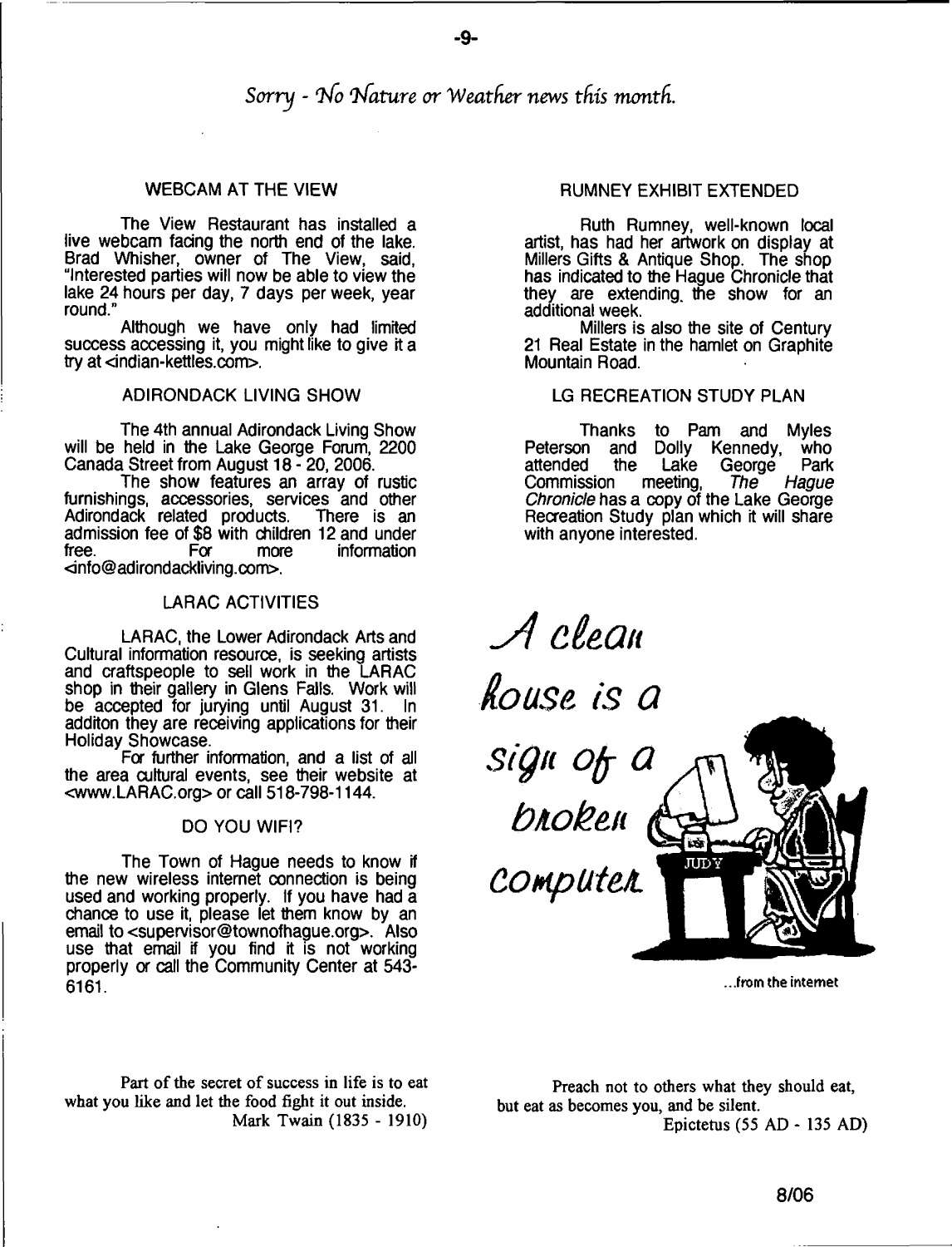*Sorry - No Nature or Weather news this month.*

## WEBCAM AT THE VIEW

The View Restaurant has installed a live webcam facing the north end of the lake. Brad Whisher, owner of The View, said, "Interested parties will now be able to view the lake 24 hours per day, 7 days per week, year round."

Although we have only had limited success accessing it, you might like to give it a try at <indian-kettles.com>.

## ADIRONDACK LIVING SHOW

The 4th annual Adirondack Living Show will be held in the Lake George Forum, 2200 Canada Street from August 18 - 20, 2006.

The show features an array of rustic furnishings, accessories, services and other Adirondack related products. There is an admission fee of $8 with children 12 and under free. For more information <info@adirondackliving.com>.

## LARAC ACTIVITIES

LARAC, the Lower Adirondack Arts and Cultural information resource, is seeking artists and craftspeople to sell work in the LARAC shop in their gallery in Glens Falls. Work will be accepted for jurying until August 31. In additon they are receiving applications for their Holiday Showcase.

For further information, and a list of all the area cultural events, see their website at <www.LARAC.org> or call 518-798-1144.

## DO YOU WIFI?

The Town of Hague needs to know if the new wireless internet connection is being used and working properly. If you have had a chance to use it, please let them know by an email to <supervisor@townofhague.org>. Also use that email if you find it is not working properly or call the Community Center at 543-6161.

## RUMNEY EXHIBIT EXTENDED

Ruth Rumney, well-known local artist, has had her artwork on display at Millers Gifts & Antique Shop. The shop has indicated to the Hague Chronicle that they are extending the show for an additional week.

Millers is also the site of Century 21 Real Estate in the hamlet on Graphite Mountain Road.

## LG RECREATION STUDY PLAN

Thanks to Pam and Myles Peterson and Dolly Kennedy, who attended the Lake George Park Commission meeting, *The Hague Chronicle* has a copy of the Lake George Recreation Study plan which it will share with anyone interested.

*A clean house is a sign of a broken computer*

...from the internet

Part of the secret of success in life is to eat what you like and let the food fight it out inside.
Mark Twain (1835 - 1910)

Preach not to others what they should eat, but eat as becomes you, and be silent.
Epictetus (55 AD - 135 AD)

8/06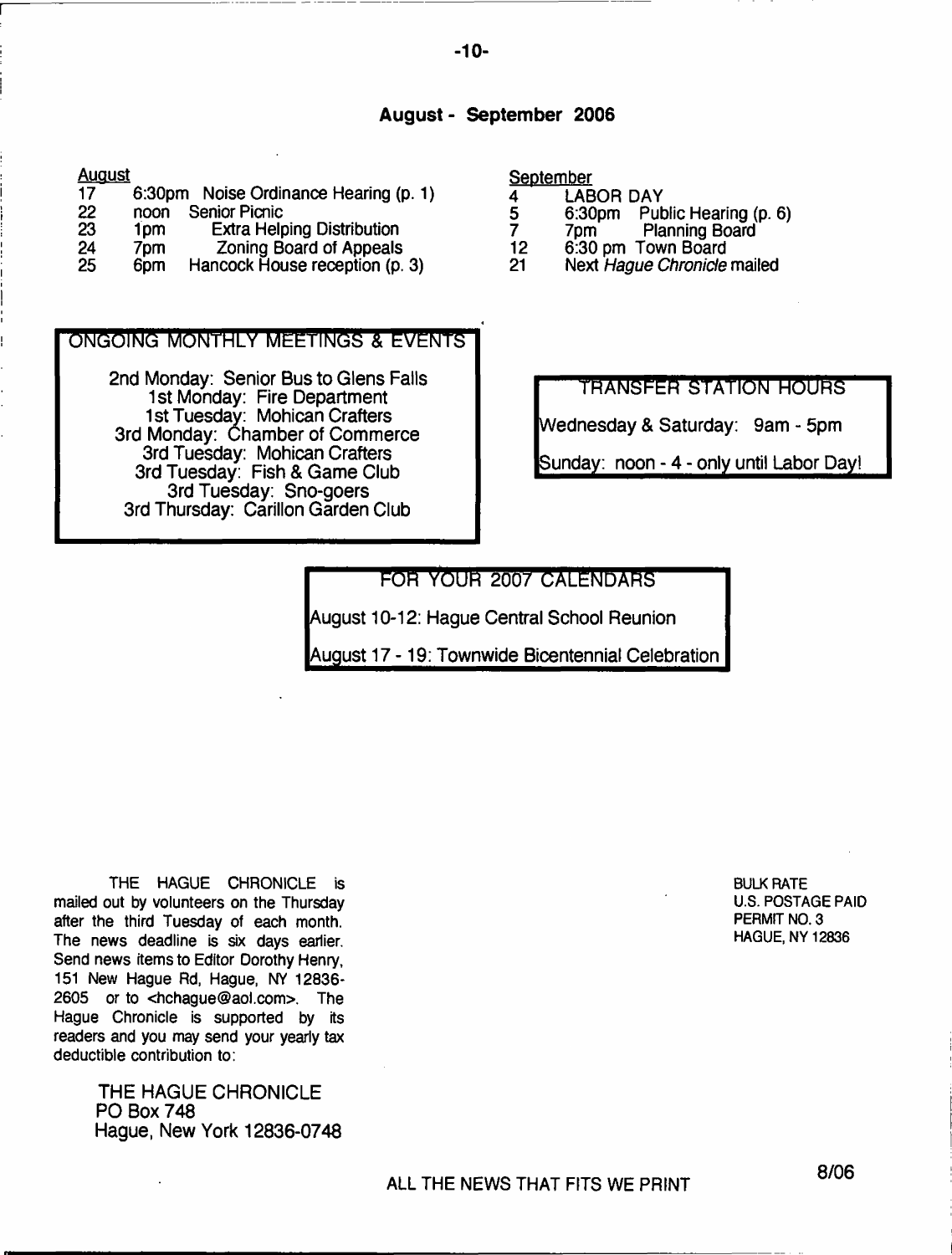## August - September 2006

**August**

| | | |
|---|---|---|
| 17 | 6:30pm | Noise Ordinance Hearing (p. 1) |
| 22 | noon | Senior Picnic |
| 23 | 1pm | Extra Helping Distribution |
| 24 | 7pm | Zoning Board of Appeals |
| 25 | 6pm | Hancock House reception (p. 3) |

**September**

| | | |
|---|---|---|
| 4 | | LABOR DAY |
| 5 | 6:30pm | Public Hearing (p. 6) |
| 7 | 7pm | Planning Board |
| 12 | 6:30 pm | Town Board |
| 21 | | Next *Hague Chronicle* mailed |

### ONGOING MONTHLY MEETINGS & EVENTS

2nd Monday: Senior Bus to Glens Falls
1st Monday: Fire Department
1st Tuesday: Mohican Crafters
3rd Monday: Chamber of Commerce
3rd Tuesday: Mohican Crafters
3rd Tuesday: Fish & Game Club
3rd Tuesday: Sno-goers
3rd Thursday: Carillon Garden Club

### TRANSFER STATION HOURS

Wednesday & Saturday: 9am - 5pm

Sunday: noon - 4 - only until Labor Day!

### FOR YOUR 2007 CALENDARS

August 10-12: Hague Central School Reunion

August 17 - 19: Townwide Bicentennial Celebration

THE HAGUE CHRONICLE is mailed out by volunteers on the Thursday after the third Tuesday of each month. The news deadline is six days earlier. Send news items to Editor Dorothy Henry, 151 New Hague Rd, Hague, NY 12836-2605 or to <hchague@aol.com>. The Hague Chronicle is supported by its readers and you may send your yearly tax deductible contribution to:

THE HAGUE CHRONICLE
PO Box 748
Hague, New York 12836-0748

BULK RATE
U.S. POSTAGE PAID
PERMIT NO. 3
HAGUE, NY 12836

ALL THE NEWS THAT FITS WE PRINT

8/06